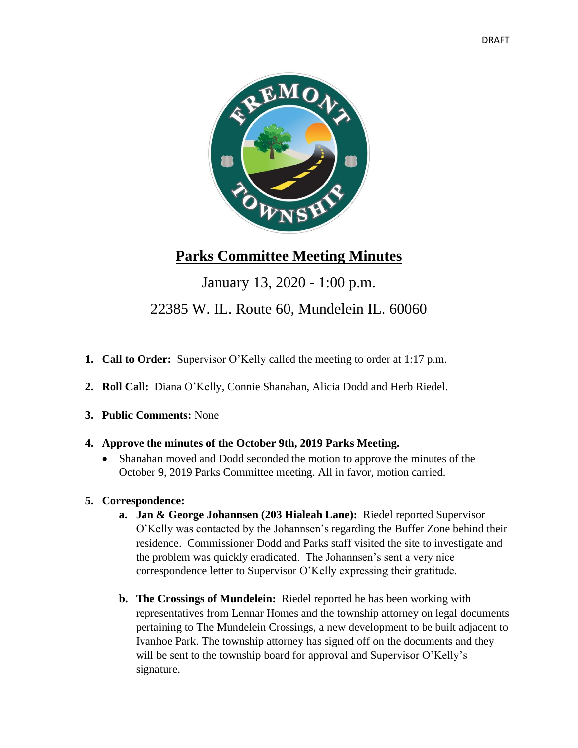DRAFT

# Parks Committee Meeting Minutes

January 13, 2020 - 1:00 p.m.

22385 W. IL. Route 60, Mundelein IL. 60060

1. **Call to Order:** Supervisor O'Kelly called the meeting to order at 1:17 p.m.

2. **Roll Call:** Diana O'Kelly, Connie Shanahan, Alicia Dodd and Herb Riedel.

3. **Public Comments:** None

4. **Approve the minutes of the October 9th, 2019 Parks Meeting.**
   - Shanahan moved and Dodd seconded the motion to approve the minutes of the October 9, 2019 Parks Committee meeting. All in favor, motion carried.

5. **Correspondence:**
   a. **Jan & George Johannsen (203 Hialeah Lane):** Riedel reported Supervisor O'Kelly was contacted by the Johannsen's regarding the Buffer Zone behind their residence. Commissioner Dodd and Parks staff visited the site to investigate and the problem was quickly eradicated. The Johannsen's sent a very nice correspondence letter to Supervisor O'Kelly expressing their gratitude.

   b. **The Crossings of Mundelein:** Riedel reported he has been working with representatives from Lennar Homes and the township attorney on legal documents pertaining to The Mundelein Crossings, a new development to be built adjacent to Ivanhoe Park. The township attorney has signed off on the documents and they will be sent to the township board for approval and Supervisor O'Kelly's signature.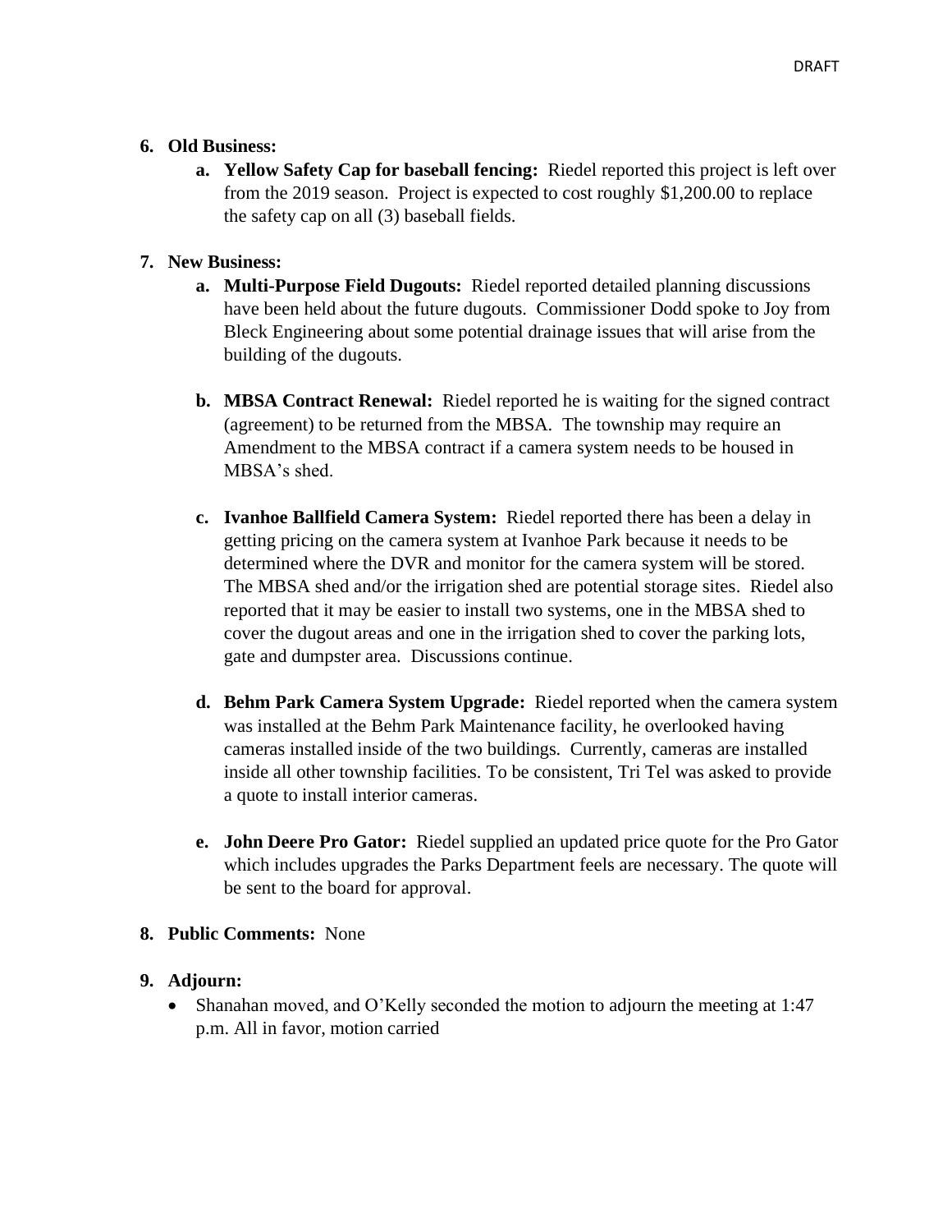DRAFT

6. **Old Business:**
   a. **Yellow Safety Cap for baseball fencing:** Riedel reported this project is left over from the 2019 season. Project is expected to cost roughly $1,200.00 to replace the safety cap on all (3) baseball fields.

7. **New Business:**
   a. **Multi-Purpose Field Dugouts:** Riedel reported detailed planning discussions have been held about the future dugouts. Commissioner Dodd spoke to Joy from Bleck Engineering about some potential drainage issues that will arise from the building of the dugouts.

   b. **MBSA Contract Renewal:** Riedel reported he is waiting for the signed contract (agreement) to be returned from the MBSA. The township may require an Amendment to the MBSA contract if a camera system needs to be housed in MBSA's shed.

   c. **Ivanhoe Ballfield Camera System:** Riedel reported there has been a delay in getting pricing on the camera system at Ivanhoe Park because it needs to be determined where the DVR and monitor for the camera system will be stored. The MBSA shed and/or the irrigation shed are potential storage sites. Riedel also reported that it may be easier to install two systems, one in the MBSA shed to cover the dugout areas and one in the irrigation shed to cover the parking lots, gate and dumpster area. Discussions continue.

   d. **Behm Park Camera System Upgrade:** Riedel reported when the camera system was installed at the Behm Park Maintenance facility, he overlooked having cameras installed inside of the two buildings. Currently, cameras are installed inside all other township facilities. To be consistent, Tri Tel was asked to provide a quote to install interior cameras.

   e. **John Deere Pro Gator:** Riedel supplied an updated price quote for the Pro Gator which includes upgrades the Parks Department feels are necessary. The quote will be sent to the board for approval.

8. **Public Comments:** None

9. **Adjourn:**
   - Shanahan moved, and O'Kelly seconded the motion to adjourn the meeting at 1:47 p.m. All in favor, motion carried